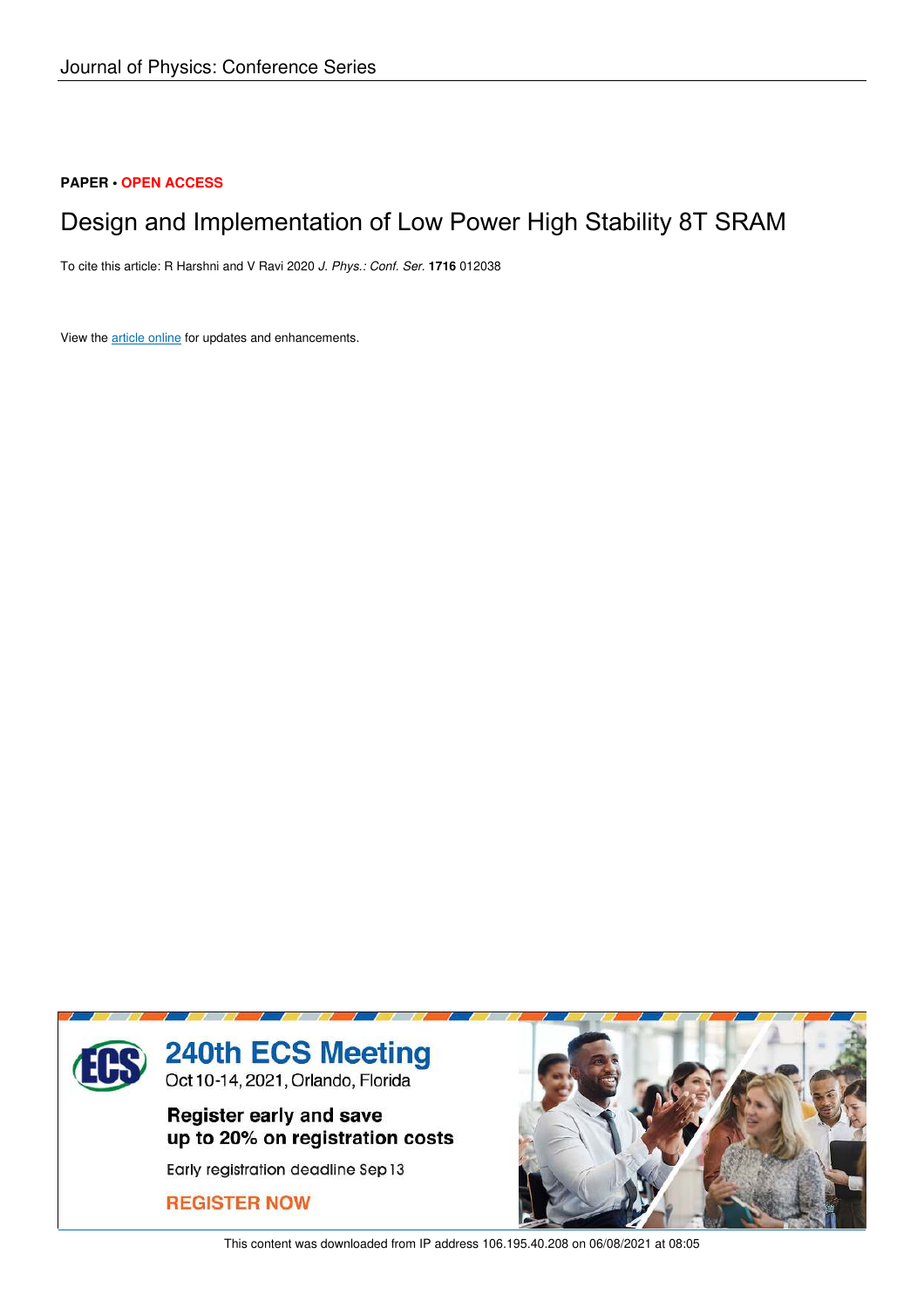Journal of Physics: Conference Series

**PAPER** • **OPEN ACCESS**

# Design and Implementation of Low Power High Stability 8T SRAM

To cite this article: R Harshni and V Ravi 2020 *J. Phys.: Conf. Ser.* **1716** 012038

View the article online for updates and enhancements.

240th ECS Meeting
Oct 10-14, 2021, Orlando, Florida

Register early and save up to 20% on registration costs

Early registration deadline Sep 13

REGISTER NOW

This content was downloaded from IP address 106.195.40.208 on 06/08/2021 at 08:05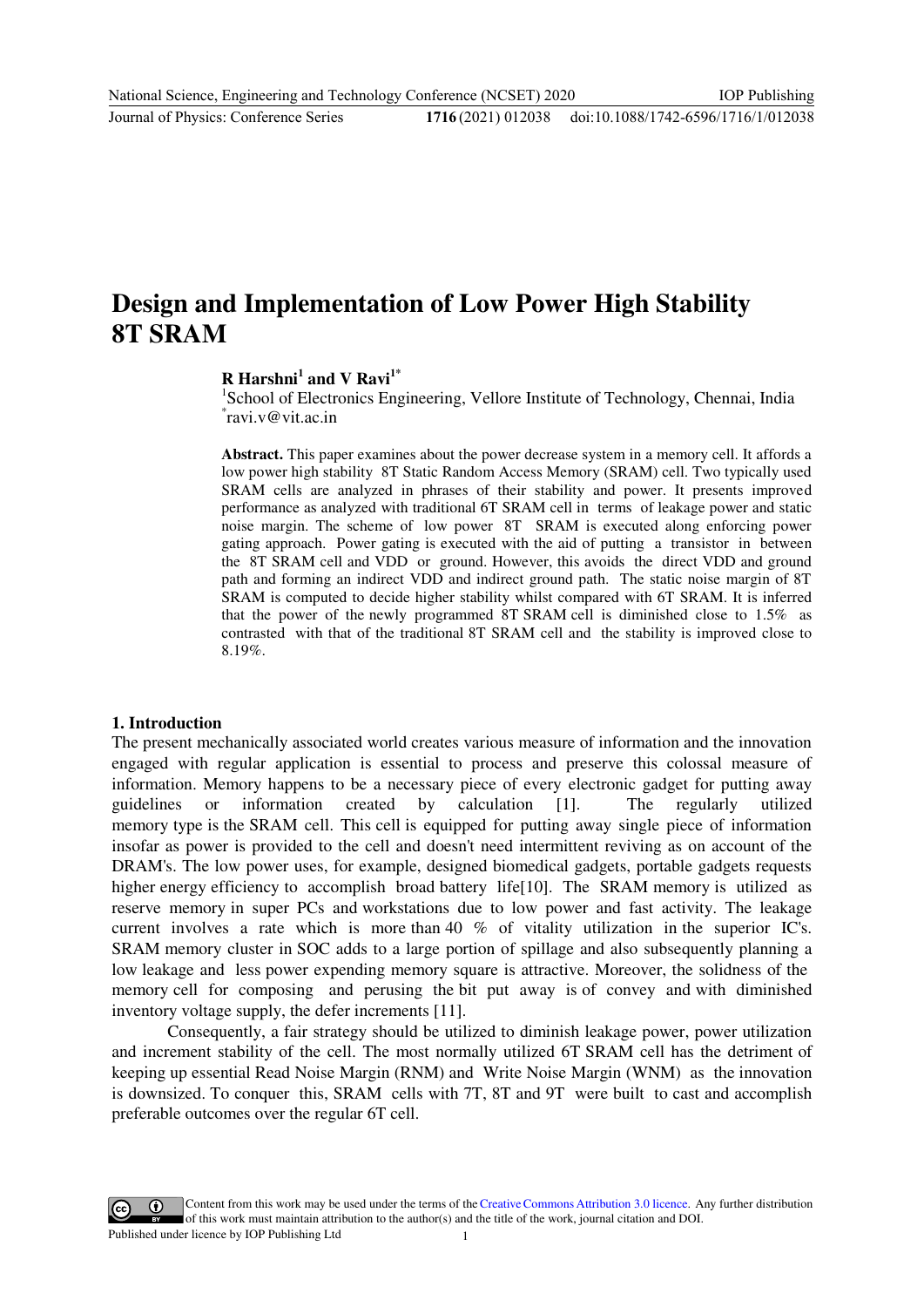# Design and Implementation of Low Power High Stability 8T SRAM

**R Harshni[1] and V Ravi[1*]**

[1]School of Electronics Engineering, Vellore Institute of Technology, Chennai, India
[*]ravi.v@vit.ac.in

**Abstract.** This paper examines about the power decrease system in a memory cell. It affords a low power high stability 8T Static Random Access Memory (SRAM) cell. Two typically used SRAM cells are analyzed in phrases of their stability and power. It presents improved performance as analyzed with traditional 6T SRAM cell in terms of leakage power and static noise margin. The scheme of low power 8T SRAM is executed along enforcing power gating approach. Power gating is executed with the aid of putting a transistor in between the 8T SRAM cell and VDD or ground. However, this avoids the direct VDD and ground path and forming an indirect VDD and indirect ground path. The static noise margin of 8T SRAM is computed to decide higher stability whilst compared with 6T SRAM. It is inferred that the power of the newly programmed 8T SRAM cell is diminished close to 1.5% as contrasted with that of the traditional 8T SRAM cell and the stability is improved close to 8.19%.

## 1. Introduction

The present mechanically associated world creates various measure of information and the innovation engaged with regular application is essential to process and preserve this colossal measure of information. Memory happens to be a necessary piece of every electronic gadget for putting away guidelines or information created by calculation [1]. The regularly utilized memory type is the SRAM cell. This cell is equipped for putting away single piece of information insofar as power is provided to the cell and doesn't need intermittent reviving as on account of the DRAM's. The low power uses, for example, designed biomedical gadgets, portable gadgets requests higher energy efficiency to accomplish broad battery life[10]. The SRAM memory is utilized as reserve memory in super PCs and workstations due to low power and fast activity. The leakage current involves a rate which is more than 40 % of vitality utilization in the superior IC's. SRAM memory cluster in SOC adds to a large portion of spillage and also subsequently planning a low leakage and less power expending memory square is attractive. Moreover, the solidness of the memory cell for composing and perusing the bit put away is of convey and with diminished inventory voltage supply, the defer increments [11].

Consequently, a fair strategy should be utilized to diminish leakage power, power utilization and increment stability of the cell. The most normally utilized 6T SRAM cell has the detriment of keeping up essential Read Noise Margin (RNM) and Write Noise Margin (WNM) as the innovation is downsized. To conquer this, SRAM cells with 7T, 8T and 9T were built to cast and accomplish preferable outcomes over the regular 6T cell.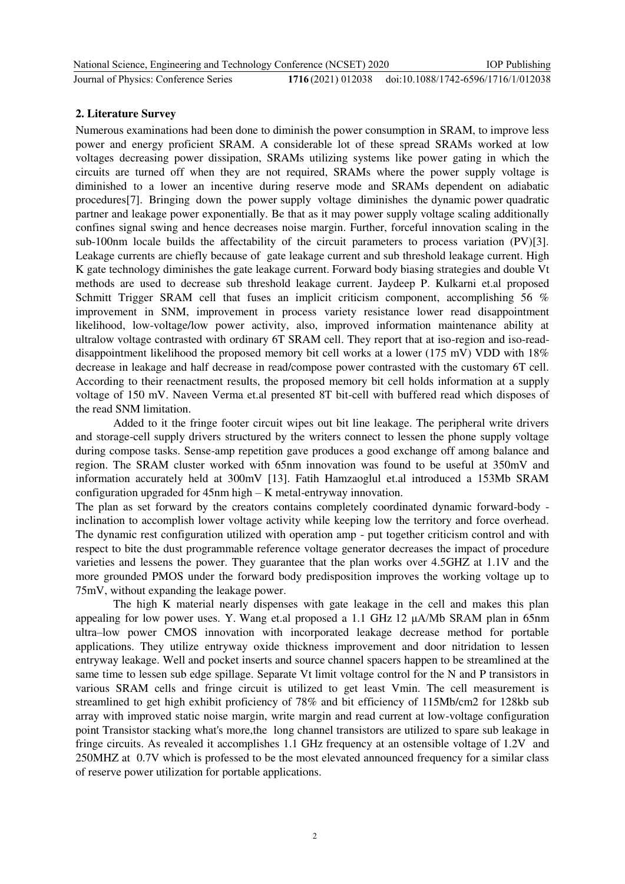## 2. Literature Survey

Numerous examinations had been done to diminish the power consumption in SRAM, to improve less power and energy proficient SRAM. A considerable lot of these spread SRAMs worked at low voltages decreasing power dissipation, SRAMs utilizing systems like power gating in which the circuits are turned off when they are not required, SRAMs where the power supply voltage is diminished to a lower an incentive during reserve mode and SRAMs dependent on adiabatic procedures[7]. Bringing down the power supply voltage diminishes the dynamic power quadratic partner and leakage power exponentially. Be that as it may power supply voltage scaling additionally confines signal swing and hence decreases noise margin. Further, forceful innovation scaling in the sub-100nm locale builds the affectability of the circuit parameters to process variation (PV)[3]. Leakage currents are chiefly because of gate leakage current and sub threshold leakage current. High K gate technology diminishes the gate leakage current. Forward body biasing strategies and double Vt methods are used to decrease sub threshold leakage current. Jaydeep P. Kulkarni et.al proposed Schmitt Trigger SRAM cell that fuses an implicit criticism component, accomplishing 56 % improvement in SNM, improvement in process variety resistance lower read disappointment likelihood, low-voltage/low power activity, also, improved information maintenance ability at ultralow voltage contrasted with ordinary 6T SRAM cell. They report that at iso-region and iso-read-disappointment likelihood the proposed memory bit cell works at a lower (175 mV) VDD with 18% decrease in leakage and half decrease in read/compose power contrasted with the customary 6T cell. According to their reenactment results, the proposed memory bit cell holds information at a supply voltage of 150 mV. Naveen Verma et.al presented 8T bit-cell with buffered read which disposes of the read SNM limitation.

Added to it the fringe footer circuit wipes out bit line leakage. The peripheral write drivers and storage-cell supply drivers structured by the writers connect to lessen the phone supply voltage during compose tasks. Sense-amp repetition gave produces a good exchange off among balance and region. The SRAM cluster worked with 65nm innovation was found to be useful at 350mV and information accurately held at 300mV [13]. Fatih Hamzaoglul et.al introduced a 153Mb SRAM configuration upgraded for 45nm high – K metal-entryway innovation.

The plan as set forward by the creators contains completely coordinated dynamic forward-body - inclination to accomplish lower voltage activity while keeping low the territory and force overhead. The dynamic rest configuration utilized with operation amp - put together criticism control and with respect to bite the dust programmable reference voltage generator decreases the impact of procedure varieties and lessens the power. They guarantee that the plan works over 4.5GHZ at 1.1V and the more grounded PMOS under the forward body predisposition improves the working voltage up to 75mV, without expanding the leakage power.

The high K material nearly dispenses with gate leakage in the cell and makes this plan appealing for low power uses. Y. Wang et.al proposed a 1.1 GHz 12 μA/Mb SRAM plan in 65nm ultra–low power CMOS innovation with incorporated leakage decrease method for portable applications. They utilize entryway oxide thickness improvement and door nitridation to lessen entryway leakage. Well and pocket inserts and source channel spacers happen to be streamlined at the same time to lessen sub edge spillage. Separate Vt limit voltage control for the N and P transistors in various SRAM cells and fringe circuit is utilized to get least Vmin. The cell measurement is streamlined to get high exhibit proficiency of 78% and bit efficiency of 115Mb/cm2 for 128kb sub array with improved static noise margin, write margin and read current at low-voltage configuration point Transistor stacking what's more,the long channel transistors are utilized to spare sub leakage in fringe circuits. As revealed it accomplishes 1.1 GHz frequency at an ostensible voltage of 1.2V and 250MHZ at 0.7V which is professed to be the most elevated announced frequency for a similar class of reserve power utilization for portable applications.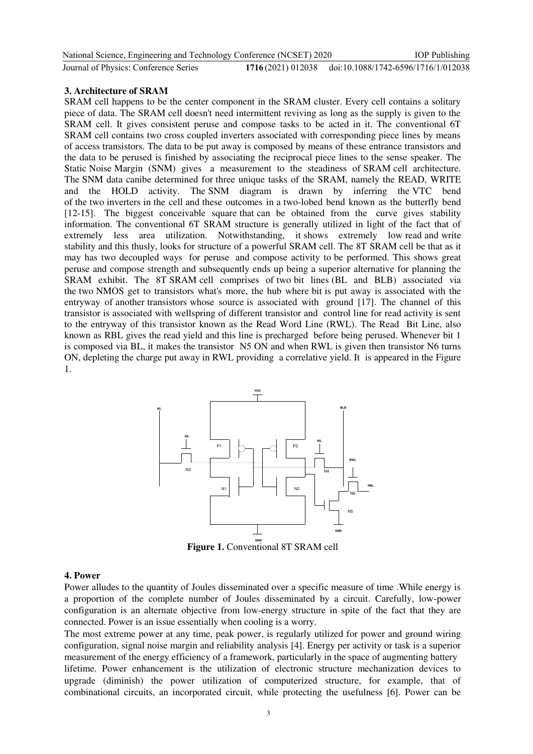### 3. Architecture of SRAM

SRAM cell happens to be the center component in the SRAM cluster. Every cell contains a solitary piece of data. The SRAM cell doesn't need intermittent reviving as long as the supply is given to the SRAM cell. It gives consistent peruse and compose tasks to be acted in it. The conventional 6T SRAM cell contains two cross coupled inverters associated with corresponding piece lines by means of access transistors. The data to be put away is composed by means of these entrance transistors and the data to be perused is finished by associating the reciprocal piece lines to the sense speaker. The Static Noise Margin (SNM) gives a measurement to the steadiness of SRAM cell architecture. The SNM data canibe determined for three unique tasks of the SRAM, namely the READ, WRITE and the HOLD activity. The SNM diagram is drawn by inferring the VTC bend of the two inverters in the cell and these outcomes in a two-lobed bend known as the butterfly bend [12-15]. The biggest conceivable square that can be obtained from the curve gives stability information. The conventional 6T SRAM structure is generally utilized in light of the fact that of extremely less area utilization. Notwithstanding, it shows extremely low read and write stability and this thusly, looks for structure of a powerful SRAM cell. The 8T SRAM cell be that as it may has two decoupled ways for peruse and compose activity to be performed. This shows great peruse and compose strength and subsequently ends up being a superior alternative for planning the SRAM exhibit. The 8T SRAM cell comprises of two bit lines (BL and BLB) associated via the two NMOS get to transistors what's more, the hub where bit is put away is associated with the entryway of another transistors whose source is associated with ground [17]. The channel of this transistor is associated with wellspring of different transistor and control line for read activity is sent to the entryway of this transistor known as the Read Word Line (RWL). The Read Bit Line, also known as RBL gives the read yield and this line is precharged before being perused. Whenever bit 1 is composed via BL, it makes the transistor N5 ON and when RWL is given then transistor N6 turns ON, depleting the charge put away in RWL providing a correlative yield. It is appeared in the Figure 1.

**Figure 1.** Conventional 8T SRAM cell

### 4. Power

Power alludes to the quantity of Joules disseminated over a specific measure of time .While energy is a proportion of the complete number of Joules disseminated by a circuit. Carefully, low-power configuration is an alternate objective from low-energy structure in spite of the fact that they are connected. Power is an issue essentially when cooling is a worry.

The most extreme power at any time, peak power, is regularly utilized for power and ground wiring configuration, signal noise margin and reliability analysis [4]. Energy per activity or task is a superior measurement of the energy efficiency of a framework, particularly in the space of augmenting battery lifetime. Power enhancement is the utilization of electronic structure mechanization devices to upgrade (diminish) the power utilization of computerized structure, for example, that of combinational circuits, an incorporated circuit, while protecting the usefulness [6]. Power can be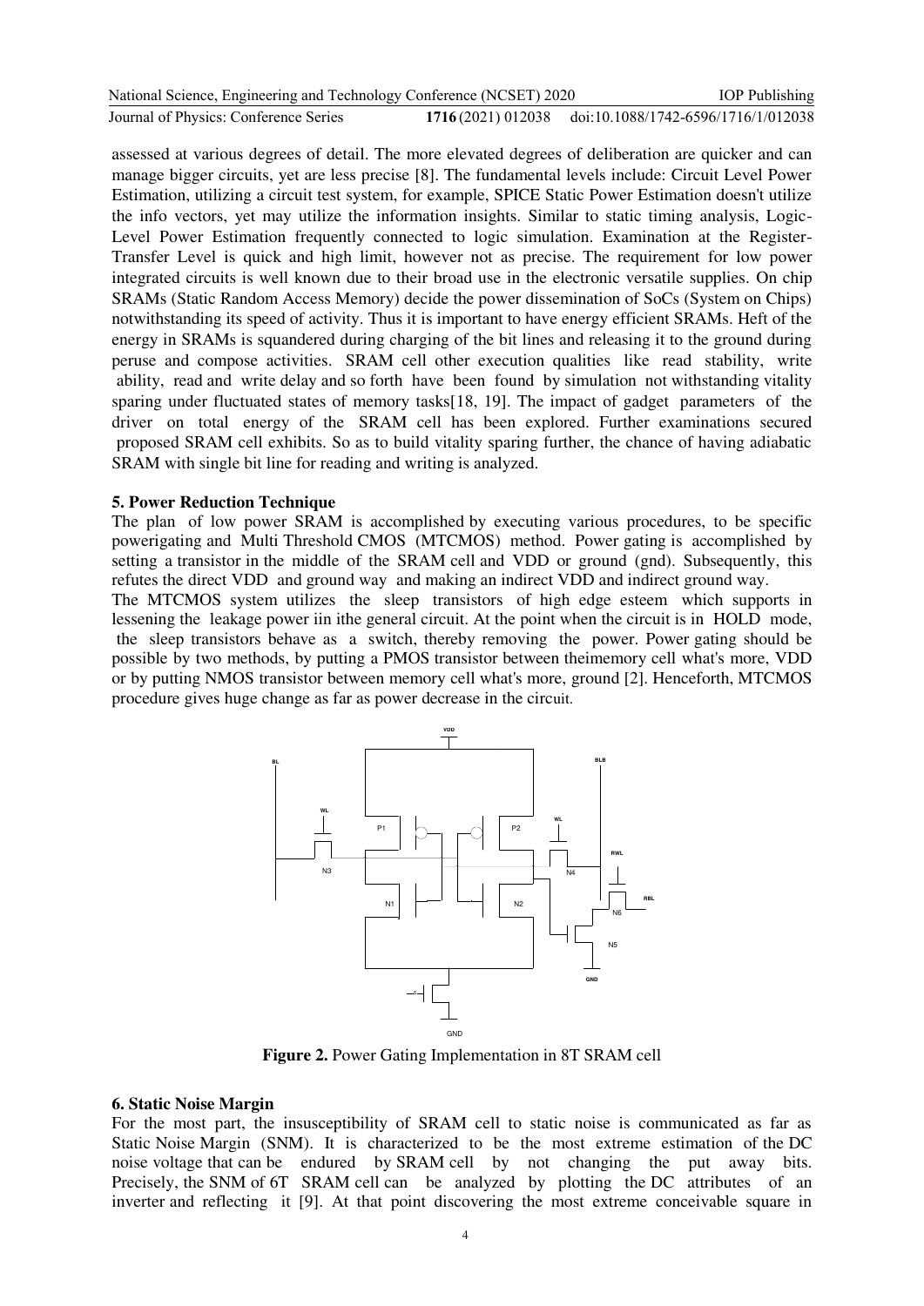assessed at various degrees of detail. The more elevated degrees of deliberation are quicker and can manage bigger circuits, yet are less precise [8]. The fundamental levels include: Circuit Level Power Estimation, utilizing a circuit test system, for example, SPICE Static Power Estimation doesn't utilize the info vectors, yet may utilize the information insights. Similar to static timing analysis, Logic-Level Power Estimation frequently connected to logic simulation. Examination at the Register-Transfer Level is quick and high limit, however not as precise. The requirement for low power integrated circuits is well known due to their broad use in the electronic versatile supplies. On chip SRAMs (Static Random Access Memory) decide the power dissemination of SoCs (System on Chips) notwithstanding its speed of activity. Thus it is important to have energy efficient SRAMs. Heft of the energy in SRAMs is squandered during charging of the bit lines and releasing it to the ground during peruse and compose activities. SRAM cell other execution qualities like read stability, write ability, read and write delay and so forth have been found by simulation not withstanding vitality sparing under fluctuated states of memory tasks[18, 19]. The impact of gadget parameters of the driver on total energy of the SRAM cell has been explored. Further examinations secured proposed SRAM cell exhibits. So as to build vitality sparing further, the chance of having adiabatic SRAM with single bit line for reading and writing is analyzed.

## 5. Power Reduction Technique

The plan of low power SRAM is accomplished by executing various procedures, to be specific powerigating and Multi Threshold CMOS (MTCMOS) method. Power gating is accomplished by setting a transistor in the middle of the SRAM cell and VDD or ground (gnd). Subsequently, this refutes the direct VDD and ground way and making an indirect VDD and indirect ground way.

The MTCMOS system utilizes the sleep transistors of high edge esteem which supports in lessening the leakage power iin ithe general circuit. At the point when the circuit is in HOLD mode, the sleep transistors behave as a switch, thereby removing the power. Power gating should be possible by two methods, by putting a PMOS transistor between theimemory cell what's more, VDD or by putting NMOS transistor between memory cell what's more, ground [2]. Henceforth, MTCMOS procedure gives huge change as far as power decrease in the circuit.

**Figure 2.** Power Gating Implementation in 8T SRAM cell

## 6. Static Noise Margin

For the most part, the insusceptibility of SRAM cell to static noise is communicated as far as Static Noise Margin (SNM). It is characterized to be the most extreme estimation of the DC noise voltage that can be endured by SRAM cell by not changing the put away bits. Precisely, the SNM of 6T SRAM cell can be analyzed by plotting the DC attributes of an inverter and reflecting it [9]. At that point discovering the most extreme conceivable square in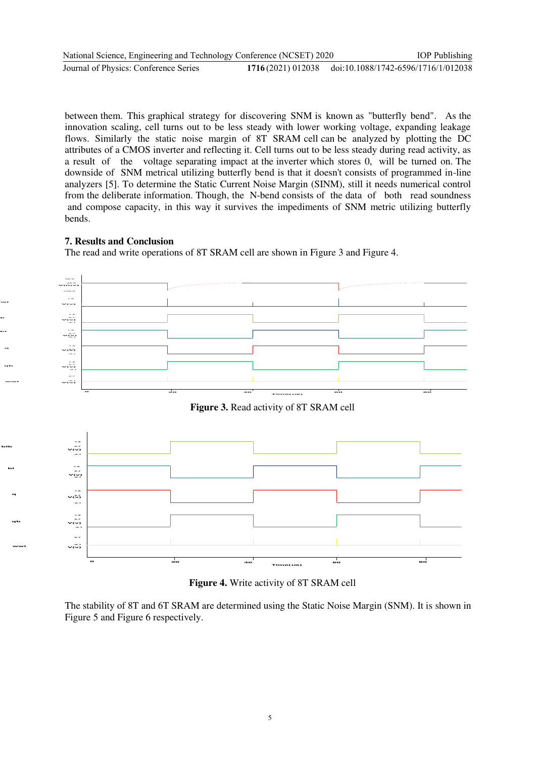between them. This graphical strategy for discovering SNM is known as "butterfly bend". As the innovation scaling, cell turns out to be less steady with lower working voltage, expanding leakage flows. Similarly the static noise margin of 8T SRAM cell can be analyzed by plotting the DC attributes of a CMOS inverter and reflecting it. Cell turns out to be less steady during read activity, as a result of the voltage separating impact at the inverter which stores 0, will be turned on. The downside of SNM metrical utilizing butterfly bend is that it doesn't consists of programmed in-line analyzers [5]. To determine the Static Current Noise Margin (SINM), still it needs numerical control from the deliberate information. Though, the N-bend consists of the data of both read soundness and compose capacity, in this way it survives the impediments of SNM metric utilizing butterfly bends.

## 7. Results and Conclusion

The read and write operations of 8T SRAM cell are shown in Figure 3 and Figure 4.

**Figure 3.** Read activity of 8T SRAM cell

**Figure 4.** Write activity of 8T SRAM cell

The stability of 8T and 6T SRAM are determined using the Static Noise Margin (SNM). It is shown in Figure 5 and Figure 6 respectively.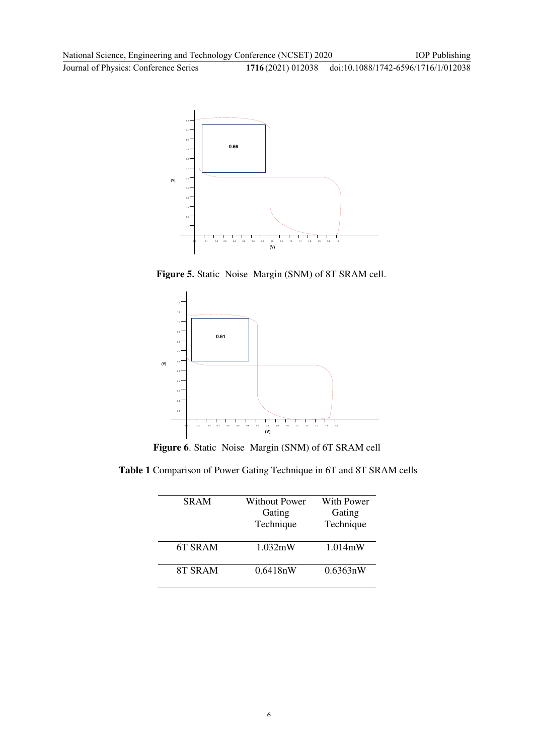**Figure 5.** Static Noise Margin (SNM) of 8T SRAM cell.

**Figure 6**. Static Noise Margin (SNM) of 6T SRAM cell

**Table 1** Comparison of Power Gating Technique in 6T and 8T SRAM cells

| SRAM | Without Power Gating Technique | With Power Gating Technique |
|---|---|---|
| 6T SRAM | 1.032mW | 1.014mW |
| 8T SRAM | 0.6418nW | 0.6363nW |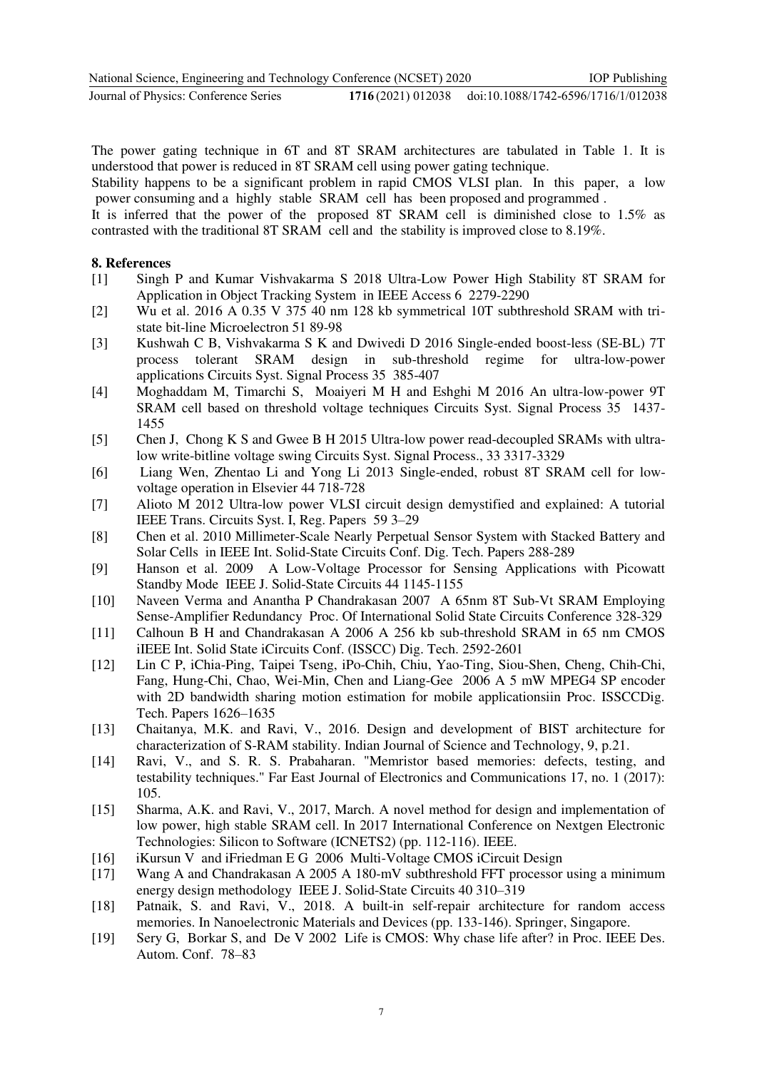The power gating technique in 6T and 8T SRAM architectures are tabulated in Table 1. It is understood that power is reduced in 8T SRAM cell using power gating technique.

Stability happens to be a significant problem in rapid CMOS VLSI plan. In this paper, a low power consuming and a highly stable SRAM cell has been proposed and programmed .

It is inferred that the power of the proposed 8T SRAM cell is diminished close to 1.5% as contrasted with the traditional 8T SRAM cell and the stability is improved close to 8.19%.

## 8. References

[1] Singh P and Kumar Vishvakarma S 2018 Ultra-Low Power High Stability 8T SRAM for Application in Object Tracking System in IEEE Access 6 2279-2290

[2] Wu et al. 2016 A 0.35 V 375 40 nm 128 kb symmetrical 10T subthreshold SRAM with tri-state bit-line Microelectron 51 89-98

[3] Kushwah C B, Vishvakarma S K and Dwivedi D 2016 Single-ended boost-less (SE-BL) 7T process tolerant SRAM design in sub-threshold regime for ultra-low-power applications Circuits Syst. Signal Process 35 385-407

[4] Moghaddam M, Timarchi S, Moaiyeri M H and Eshghi M 2016 An ultra-low-power 9T SRAM cell based on threshold voltage techniques Circuits Syst. Signal Process 35 1437-1455

[5] Chen J, Chong K S and Gwee B H 2015 Ultra-low power read-decoupled SRAMs with ultra-low write-bitline voltage swing Circuits Syst. Signal Process., 33 3317-3329

[6] Liang Wen, Zhentao Li and Yong Li 2013 Single-ended, robust 8T SRAM cell for low-voltage operation in Elsevier 44 718-728

[7] Alioto M 2012 Ultra-low power VLSI circuit design demystified and explained: A tutorial IEEE Trans. Circuits Syst. I, Reg. Papers 59 3–29

[8] Chen et al. 2010 Millimeter-Scale Nearly Perpetual Sensor System with Stacked Battery and Solar Cells in IEEE Int. Solid-State Circuits Conf. Dig. Tech. Papers 288-289

[9] Hanson et al. 2009 A Low-Voltage Processor for Sensing Applications with Picowatt Standby Mode IEEE J. Solid-State Circuits 44 1145-1155

[10] Naveen Verma and Anantha P Chandrakasan 2007 A 65nm 8T Sub-Vt SRAM Employing Sense-Amplifier Redundancy Proc. Of International Solid State Circuits Conference 328-329

[11] Calhoun B H and Chandrakasan A 2006 A 256 kb sub-threshold SRAM in 65 nm CMOS iIEEE Int. Solid State iCircuits Conf. (ISSCC) Dig. Tech. 2592-2601

[12] Lin C P, iChia-Ping, Taipei Tseng, iPo-Chih, Chiu, Yao-Ting, Siou-Shen, Cheng, Chih-Chi, Fang, Hung-Chi, Chao, Wei-Min, Chen and Liang-Gee 2006 A 5 mW MPEG4 SP encoder with 2D bandwidth sharing motion estimation for mobile applicationsiin Proc. ISSCCDig. Tech. Papers 1626–1635

[13] Chaitanya, M.K. and Ravi, V., 2016. Design and development of BIST architecture for characterization of S-RAM stability. Indian Journal of Science and Technology, 9, p.21.

[14] Ravi, V., and S. R. S. Prabaharan. "Memristor based memories: defects, testing, and testability techniques." Far East Journal of Electronics and Communications 17, no. 1 (2017): 105.

[15] Sharma, A.K. and Ravi, V., 2017, March. A novel method for design and implementation of low power, high stable SRAM cell. In 2017 International Conference on Nextgen Electronic Technologies: Silicon to Software (ICNETS2) (pp. 112-116). IEEE.

[16] iKursun V and iFriedman E G 2006 Multi-Voltage CMOS iCircuit Design

[17] Wang A and Chandrakasan A 2005 A 180-mV subthreshold FFT processor using a minimum energy design methodology IEEE J. Solid-State Circuits 40 310–319

[18] Patnaik, S. and Ravi, V., 2018. A built-in self-repair architecture for random access memories. In Nanoelectronic Materials and Devices (pp. 133-146). Springer, Singapore.

[19] Sery G, Borkar S, and De V 2002 Life is CMOS: Why chase life after? in Proc. IEEE Des. Autom. Conf. 78–83